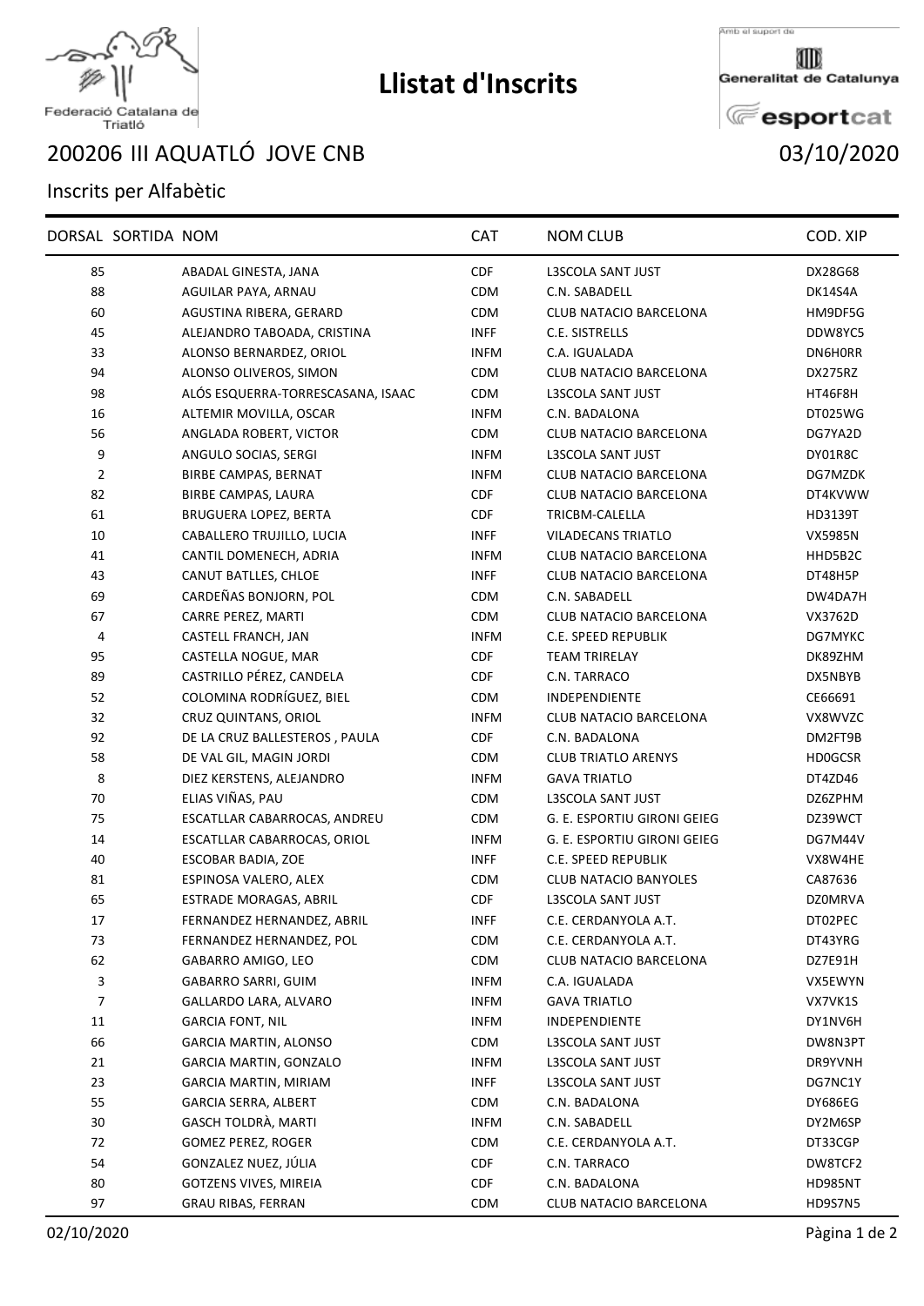# Llistat d'Inscrits

Federació Catalana de Triatló

Amb el suport de Generalitat de Catalunya esportcat

## 200206 III AQUATLÓ JOVE CNB

03/10/2020

Inscrits per Alfabètic

| DORSAL | SORTIDA | NOM | CAT | NOM CLUB | COD. XIP |
|---|---|---|---|---|---|
| 85 | | ABADAL GINESTA, JANA | CDF | L3SCOLA SANT JUST | DX28G68 |
| 88 | | AGUILAR PAYA, ARNAU | CDM | C.N. SABADELL | DK14S4A |
| 60 | | AGUSTINA RIBERA, GERARD | CDM | CLUB NATACIO BARCELONA | HM9DF5G |
| 45 | | ALEJANDRO TABOADA, CRISTINA | INFF | C.E. SISTRELLS | DDW8YC5 |
| 33 | | ALONSO BERNARDEZ, ORIOL | INFM | C.A. IGUALADA | DN6H0RR |
| 94 | | ALONSO OLIVEROS, SIMON | CDM | CLUB NATACIO BARCELONA | DX275RZ |
| 98 | | ALÓS ESQUERRA-TORRESCASANA, ISAAC | CDM | L3SCOLA SANT JUST | HT46F8H |
| 16 | | ALTEMIR MOVILLA, OSCAR | INFM | C.N. BADALONA | DT025WG |
| 56 | | ANGLADA ROBERT, VICTOR | CDM | CLUB NATACIO BARCELONA | DG7YA2D |
| 9 | | ANGULO SOCIAS, SERGI | INFM | L3SCOLA SANT JUST | DY01R8C |
| 2 | | BIRBE CAMPAS, BERNAT | INFM | CLUB NATACIO BARCELONA | DG7MZDK |
| 82 | | BIRBE CAMPAS, LAURA | CDF | CLUB NATACIO BARCELONA | DT4KVWW |
| 61 | | BRUGUERA LOPEZ, BERTA | CDF | TRICBM-CALELLA | HD3139T |
| 10 | | CABALLERO TRUJILLO, LUCIA | INFF | VILADECANS TRIATLO | VX5985N |
| 41 | | CANTIL DOMENECH, ADRIA | INFM | CLUB NATACIO BARCELONA | HHD5B2C |
| 43 | | CANUT BATLLES, CHLOE | INFF | CLUB NATACIO BARCELONA | DT48H5P |
| 69 | | CARDEÑAS BONJORN, POL | CDM | C.N. SABADELL | DW4DA7H |
| 67 | | CARRE PEREZ, MARTI | CDM | CLUB NATACIO BARCELONA | VX3762D |
| 4 | | CASTELL FRANCH, JAN | INFM | C.E. SPEED REPUBLIK | DG7MYKC |
| 95 | | CASTELLA NOGUE, MAR | CDF | TEAM TRIRELAY | DK89ZHM |
| 89 | | CASTRILLO PÉREZ, CANDELA | CDF | C.N. TARRACO | DX5NBYB |
| 52 | | COLOMINA RODRÍGUEZ, BIEL | CDM | INDEPENDIENTE | CE66691 |
| 32 | | CRUZ QUINTANS, ORIOL | INFM | CLUB NATACIO BARCELONA | VX8WVZC |
| 92 | | DE LA CRUZ BALLESTEROS , PAULA | CDF | C.N. BADALONA | DM2FT9B |
| 58 | | DE VAL GIL, MAGIN JORDI | CDM | CLUB TRIATLO ARENYS | HD0GCSR |
| 8 | | DIEZ KERSTENS, ALEJANDRO | INFM | GAVA TRIATLO | DT4ZD46 |
| 70 | | ELIAS VIÑAS, PAU | CDM | L3SCOLA SANT JUST | DZ6ZPHM |
| 75 | | ESCATLLAR CABARROCAS, ANDREU | CDM | G. E. ESPORTIU GIRONI GEIEG | DZ39WCT |
| 14 | | ESCATLLAR CABARROCAS, ORIOL | INFM | G. E. ESPORTIU GIRONI GEIEG | DG7M44V |
| 40 | | ESCOBAR BADIA, ZOE | INFF | C.E. SPEED REPUBLIK | VX8W4HE |
| 81 | | ESPINOSA VALERO, ALEX | CDM | CLUB NATACIO BANYOLES | CA87636 |
| 65 | | ESTRADE MORAGAS, ABRIL | CDF | L3SCOLA SANT JUST | DZ0MRVA |
| 17 | | FERNANDEZ HERNANDEZ, ABRIL | INFF | C.E. CERDANYOLA A.T. | DT02PEC |
| 73 | | FERNANDEZ HERNANDEZ, POL | CDM | C.E. CERDANYOLA A.T. | DT43YRG |
| 62 | | GABARRO AMIGO, LEO | CDM | CLUB NATACIO BARCELONA | DZ7E91H |
| 3 | | GABARRO SARRI, GUIM | INFM | C.A. IGUALADA | VX5EWYN |
| 7 | | GALLARDO LARA, ALVARO | INFM | GAVA TRIATLO | VX7VK1S |
| 11 | | GARCIA FONT, NIL | INFM | INDEPENDIENTE | DY1NV6H |
| 66 | | GARCIA MARTIN, ALONSO | CDM | L3SCOLA SANT JUST | DW8N3PT |
| 21 | | GARCIA MARTIN, GONZALO | INFM | L3SCOLA SANT JUST | DR9YVNH |
| 23 | | GARCIA MARTIN, MIRIAM | INFF | L3SCOLA SANT JUST | DG7NC1Y |
| 55 | | GARCIA SERRA, ALBERT | CDM | C.N. BADALONA | DY686EG |
| 30 | | GASCH TOLDRÀ, MARTI | INFM | C.N. SABADELL | DY2M6SP |
| 72 | | GOMEZ PEREZ, ROGER | CDM | C.E. CERDANYOLA A.T. | DT33CGP |
| 54 | | GONZALEZ NUEZ, JÚLIA | CDF | C.N. TARRACO | DW8TCF2 |
| 80 | | GOTZENS VIVES, MIREIA | CDF | C.N. BADALONA | HD985NT |
| 97 | | GRAU RIBAS, FERRAN | CDM | CLUB NATACIO BARCELONA | HD9S7N5 |

02/10/2020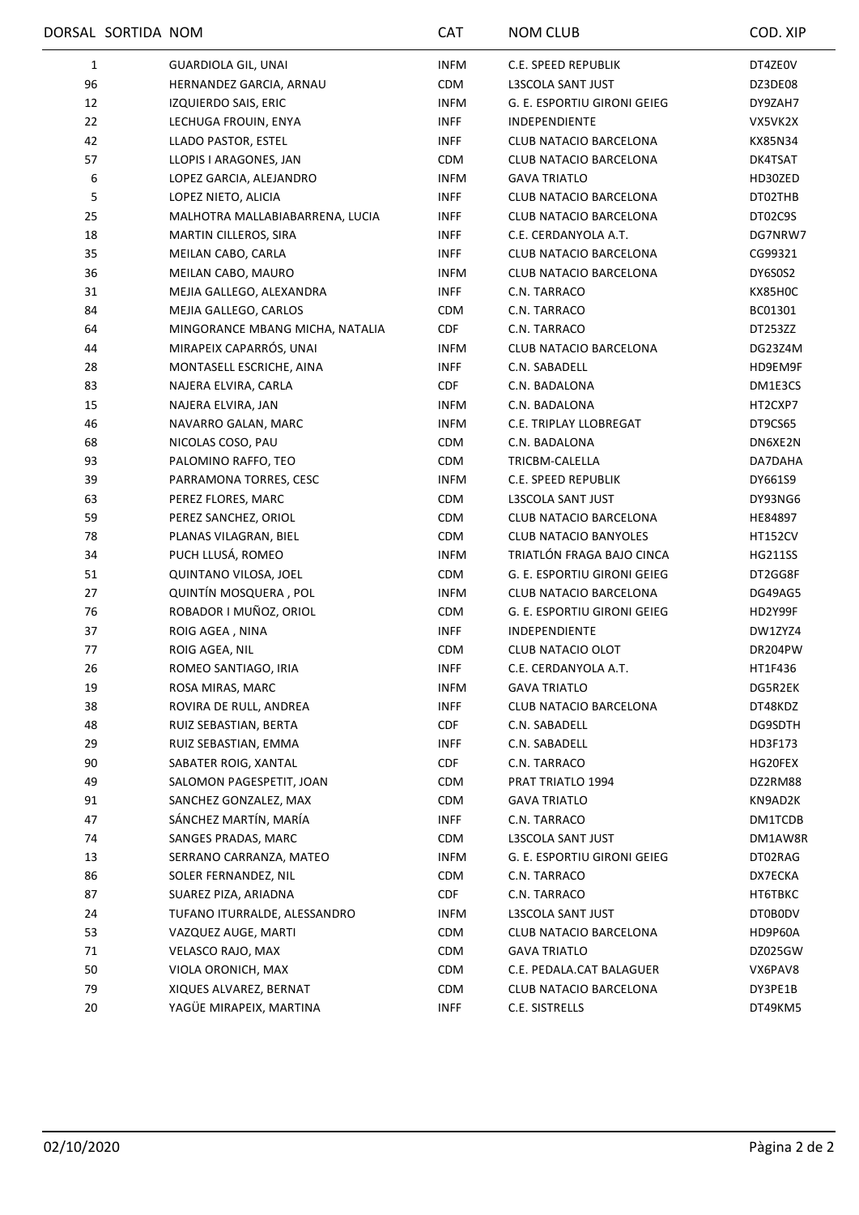| DORSAL | SORTIDA | NOM | CAT | NOM CLUB | COD. XIP |
|---|---|---|---|---|---|
| 1 | | GUARDIOLA GIL, UNAI | INFM | C.E. SPEED REPUBLIK | DT4ZE0V |
| 96 | | HERNANDEZ GARCIA, ARNAU | CDM | L3SCOLA SANT JUST | DZ3DE08 |
| 12 | | IZQUIERDO SAIS, ERIC | INFM | G. E. ESPORTIU GIRONI GEIEG | DY9ZAH7 |
| 22 | | LECHUGA FROUIN, ENYA | INFF | INDEPENDIENTE | VX5VK2X |
| 42 | | LLADO PASTOR, ESTEL | INFF | CLUB NATACIO BARCELONA | KX85N34 |
| 57 | | LLOPIS I ARAGONES, JAN | CDM | CLUB NATACIO BARCELONA | DK4TSAT |
| 6 | | LOPEZ GARCIA, ALEJANDRO | INFM | GAVA TRIATLO | HD30ZED |
| 5 | | LOPEZ NIETO, ALICIA | INFF | CLUB NATACIO BARCELONA | DT02THB |
| 25 | | MALHOTRA MALLABIABARRENA, LUCIA | INFF | CLUB NATACIO BARCELONA | DT02C9S |
| 18 | | MARTIN CILLEROS, SIRA | INFF | C.E. CERDANYOLA A.T. | DG7NRW7 |
| 35 | | MEILAN CABO, CARLA | INFF | CLUB NATACIO BARCELONA | CG99321 |
| 36 | | MEILAN CABO, MAURO | INFM | CLUB NATACIO BARCELONA | DY6S0S2 |
| 31 | | MEJIA GALLEGO, ALEXANDRA | INFF | C.N. TARRACO | KX85H0C |
| 84 | | MEJIA GALLEGO, CARLOS | CDM | C.N. TARRACO | BC01301 |
| 64 | | MINGORANCE MBANG MICHA, NATALIA | CDF | C.N. TARRACO | DT253ZZ |
| 44 | | MIRAPEIX CAPARRÓS, UNAI | INFM | CLUB NATACIO BARCELONA | DG23Z4M |
| 28 | | MONTASELL ESCRICHE, AINA | INFF | C.N. SABADELL | HD9EM9F |
| 83 | | NAJERA ELVIRA, CARLA | CDF | C.N. BADALONA | DM1E3CS |
| 15 | | NAJERA ELVIRA, JAN | INFM | C.N. BADALONA | HT2CXP7 |
| 46 | | NAVARRO GALAN, MARC | INFM | C.E. TRIPLAY LLOBREGAT | DT9CS65 |
| 68 | | NICOLAS COSO, PAU | CDM | C.N. BADALONA | DN6XE2N |
| 93 | | PALOMINO RAFFO, TEO | CDM | TRICBM-CALELLA | DA7DAHA |
| 39 | | PARRAMONA TORRES, CESC | INFM | C.E. SPEED REPUBLIK | DY661S9 |
| 63 | | PEREZ FLORES, MARC | CDM | L3SCOLA SANT JUST | DY93NG6 |
| 59 | | PEREZ SANCHEZ, ORIOL | CDM | CLUB NATACIO BARCELONA | HE84897 |
| 78 | | PLANAS VILAGRAN, BIEL | CDM | CLUB NATACIO BANYOLES | HT152CV |
| 34 | | PUCH LLUSÁ, ROMEO | INFM | TRIATLÓN FRAGA BAJO CINCA | HG211SS |
| 51 | | QUINTANO VILOSA, JOEL | CDM | G. E. ESPORTIU GIRONI GEIEG | DT2GG8F |
| 27 | | QUINTÍN MOSQUERA , POL | INFM | CLUB NATACIO BARCELONA | DG49AG5 |
| 76 | | ROBADOR I MUÑOZ, ORIOL | CDM | G. E. ESPORTIU GIRONI GEIEG | HD2Y99F |
| 37 | | ROIG AGEA , NINA | INFF | INDEPENDIENTE | DW1ZYZ4 |
| 77 | | ROIG AGEA, NIL | CDM | CLUB NATACIO OLOT | DR204PW |
| 26 | | ROMEO SANTIAGO, IRIA | INFF | C.E. CERDANYOLA A.T. | HT1F436 |
| 19 | | ROSA MIRAS, MARC | INFM | GAVA TRIATLO | DG5R2EK |
| 38 | | ROVIRA DE RULL, ANDREA | INFF | CLUB NATACIO BARCELONA | DT48KDZ |
| 48 | | RUIZ SEBASTIAN, BERTA | CDF | C.N. SABADELL | DG9SDTH |
| 29 | | RUIZ SEBASTIAN, EMMA | INFF | C.N. SABADELL | HD3F173 |
| 90 | | SABATER ROIG, XANTAL | CDF | C.N. TARRACO | HG20FEX |
| 49 | | SALOMON PAGESPETIT, JOAN | CDM | PRAT TRIATLO 1994 | DZ2RM88 |
| 91 | | SANCHEZ GONZALEZ, MAX | CDM | GAVA TRIATLO | KN9AD2K |
| 47 | | SÁNCHEZ MARTÍN, MARÍA | INFF | C.N. TARRACO | DM1TCDB |
| 74 | | SANGES PRADAS, MARC | CDM | L3SCOLA SANT JUST | DM1AW8R |
| 13 | | SERRANO CARRANZA, MATEO | INFM | G. E. ESPORTIU GIRONI GEIEG | DT02RAG |
| 86 | | SOLER FERNANDEZ, NIL | CDM | C.N. TARRACO | DX7ECKA |
| 87 | | SUAREZ PIZA, ARIADNA | CDF | C.N. TARRACO | HT6TBKC |
| 24 | | TUFANO ITURRALDE, ALESSANDRO | INFM | L3SCOLA SANT JUST | DT0B0DV |
| 53 | | VAZQUEZ AUGE, MARTI | CDM | CLUB NATACIO BARCELONA | HD9P60A |
| 71 | | VELASCO RAJO, MAX | CDM | GAVA TRIATLO | DZ025GW |
| 50 | | VIOLA ORONICH, MAX | CDM | C.E. PEDALA.CAT BALAGUER | VX6PAV8 |
| 79 | | XIQUES ALVAREZ, BERNAT | CDM | CLUB NATACIO BARCELONA | DY3PE1B |
| 20 | | YAGÜE MIRAPEIX, MARTINA | INFF | C.E. SISTRELLS | DT49KM5 |

02/10/2020